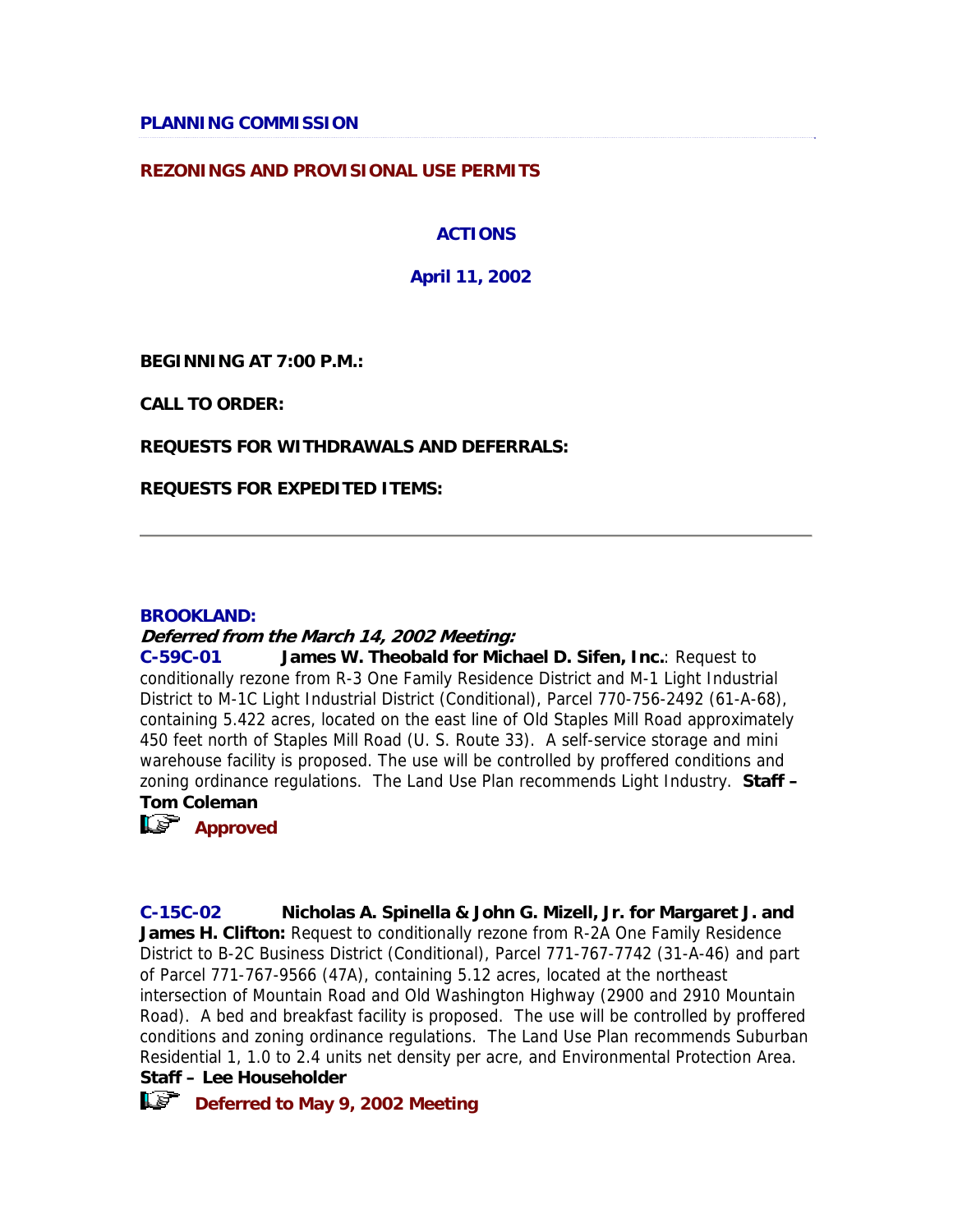**PLANNING COMMISSION**

**REZONINGS AND PROVISIONAL USE PERMITS**

**ACTIONS**

**April 11, 2002**

**BEGINNING AT 7:00 P.M.:**

**CALL TO ORDER:**

**REQUESTS FOR WITHDRAWALS AND DEFERRALS:**

**REQUESTS FOR EXPEDITED ITEMS:**

---

**BROOKLAND:**

***Deferred from the March 14, 2002 Meeting:***

**C-59C-01** **James W. Theobald for Michael D. Sifen, Inc.**: Request to conditionally rezone from R-3 One Family Residence District and M-1 Light Industrial District to M-1C Light Industrial District (Conditional), Parcel 770-756-2492 (61-A-68), containing 5.422 acres, located on the east line of Old Staples Mill Road approximately 450 feet north of Staples Mill Road (U. S. Route 33). A self-service storage and mini warehouse facility is proposed. The use will be controlled by proffered conditions and zoning ordinance regulations. The Land Use Plan recommends Light Industry. **Staff – Tom Coleman**

**Approved**

**C-15C-02** **Nicholas A. Spinella & John G. Mizell, Jr. for Margaret J. and James H. Clifton:** Request to conditionally rezone from R-2A One Family Residence District to B-2C Business District (Conditional), Parcel 771-767-7742 (31-A-46) and part of Parcel 771-767-9566 (47A), containing 5.12 acres, located at the northeast intersection of Mountain Road and Old Washington Highway (2900 and 2910 Mountain Road). A bed and breakfast facility is proposed. The use will be controlled by proffered conditions and zoning ordinance regulations. The Land Use Plan recommends Suburban Residential 1, 1.0 to 2.4 units net density per acre, and Environmental Protection Area. **Staff – Lee Householder**

**Deferred to May 9, 2002 Meeting**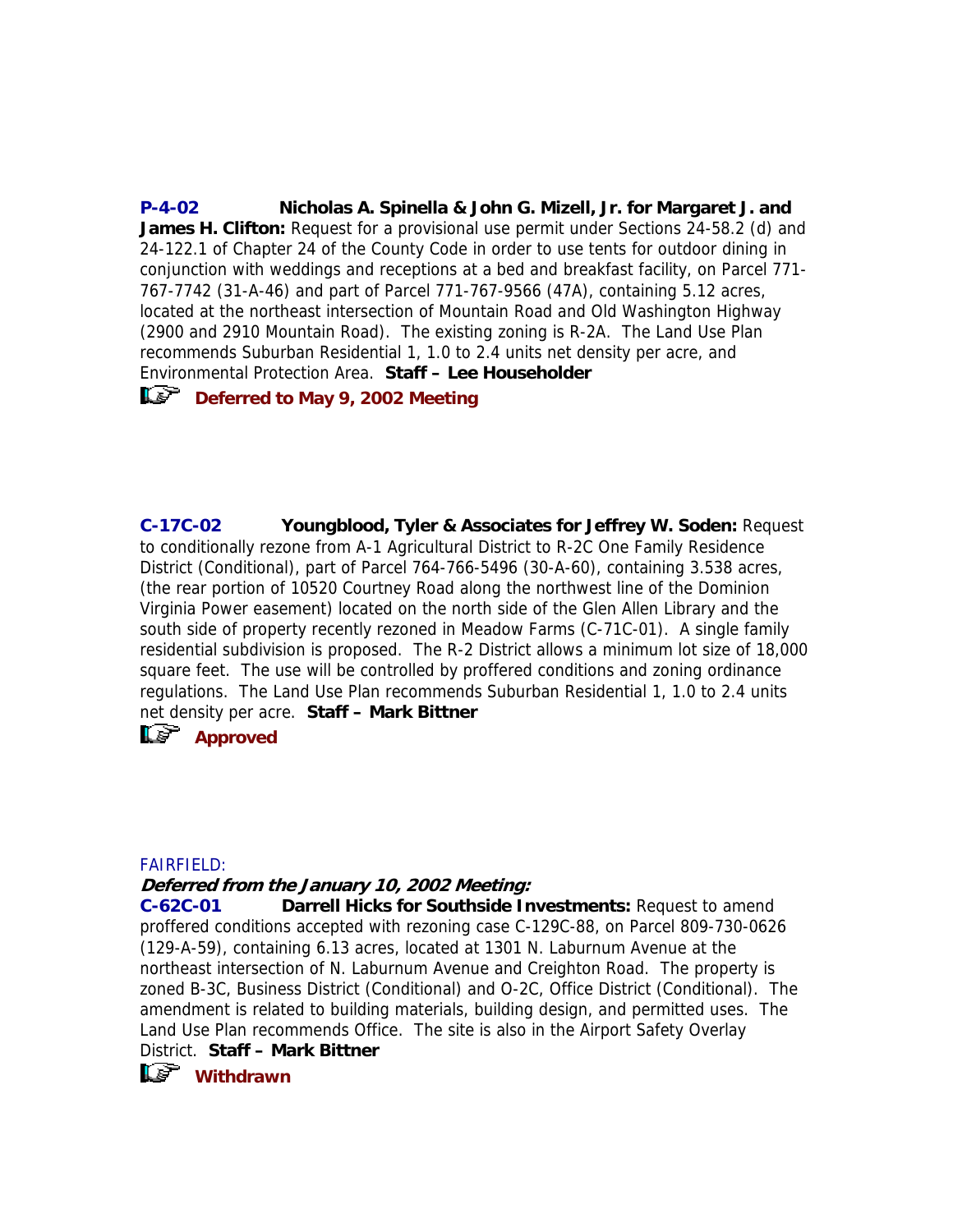**P-4-02 Nicholas A. Spinella & John G. Mizell, Jr. for Margaret J. and James H. Clifton:** Request for a provisional use permit under Sections 24-58.2 (d) and 24-122.1 of Chapter 24 of the County Code in order to use tents for outdoor dining in conjunction with weddings and receptions at a bed and breakfast facility, on Parcel 771-767-7742 (31-A-46) and part of Parcel 771-767-9566 (47A), containing 5.12 acres, located at the northeast intersection of Mountain Road and Old Washington Highway (2900 and 2910 Mountain Road). The existing zoning is R-2A. The Land Use Plan recommends Suburban Residential 1, 1.0 to 2.4 units net density per acre, and Environmental Protection Area. **Staff – Lee Householder**

**Deferred to May 9, 2002 Meeting**

**C-17C-02 Youngblood, Tyler & Associates for Jeffrey W. Soden:** Request to conditionally rezone from A-1 Agricultural District to R-2C One Family Residence District (Conditional), part of Parcel 764-766-5496 (30-A-60), containing 3.538 acres, (the rear portion of 10520 Courtney Road along the northwest line of the Dominion Virginia Power easement) located on the north side of the Glen Allen Library and the south side of property recently rezoned in Meadow Farms (C-71C-01). A single family residential subdivision is proposed. The R-2 District allows a minimum lot size of 18,000 square feet. The use will be controlled by proffered conditions and zoning ordinance regulations. The Land Use Plan recommends Suburban Residential 1, 1.0 to 2.4 units net density per acre. **Staff – Mark Bittner**

**Approved**

FAIRFIELD:

***Deferred from the January 10, 2002 Meeting:***

**C-62C-01 Darrell Hicks for Southside Investments:** Request to amend proffered conditions accepted with rezoning case C-129C-88, on Parcel 809-730-0626 (129-A-59), containing 6.13 acres, located at 1301 N. Laburnum Avenue at the northeast intersection of N. Laburnum Avenue and Creighton Road. The property is zoned B-3C, Business District (Conditional) and O-2C, Office District (Conditional). The amendment is related to building materials, building design, and permitted uses. The Land Use Plan recommends Office. The site is also in the Airport Safety Overlay District. **Staff – Mark Bittner**

**Withdrawn**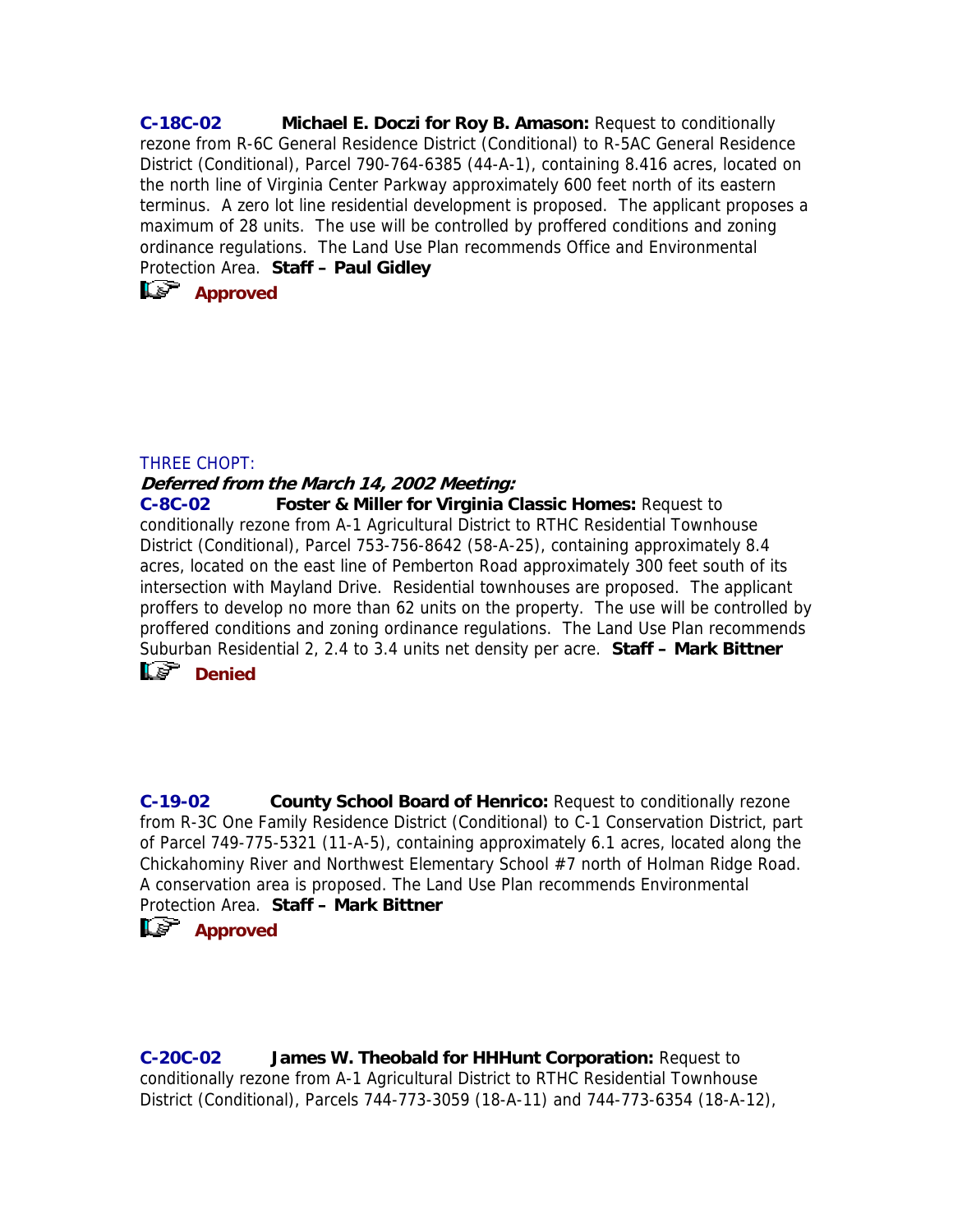**C-18C-02** **Michael E. Doczi for Roy B. Amason:** Request to conditionally rezone from R-6C General Residence District (Conditional) to R-5AC General Residence District (Conditional), Parcel 790-764-6385 (44-A-1), containing 8.416 acres, located on the north line of Virginia Center Parkway approximately 600 feet north of its eastern terminus. A zero lot line residential development is proposed. The applicant proposes a maximum of 28 units. The use will be controlled by proffered conditions and zoning ordinance regulations. The Land Use Plan recommends Office and Environmental Protection Area. **Staff – Paul Gidley**

☞ **Approved**

THREE CHOPT:

***Deferred from the March 14, 2002 Meeting:***

**C-8C-02** **Foster & Miller for Virginia Classic Homes:** Request to conditionally rezone from A-1 Agricultural District to RTHC Residential Townhouse District (Conditional), Parcel 753-756-8642 (58-A-25), containing approximately 8.4 acres, located on the east line of Pemberton Road approximately 300 feet south of its intersection with Mayland Drive. Residential townhouses are proposed. The applicant proffers to develop no more than 62 units on the property. The use will be controlled by proffered conditions and zoning ordinance regulations. The Land Use Plan recommends Suburban Residential 2, 2.4 to 3.4 units net density per acre. **Staff – Mark Bittner**

☞ **Denied**

**C-19-02** **County School Board of Henrico:** Request to conditionally rezone from R-3C One Family Residence District (Conditional) to C-1 Conservation District, part of Parcel 749-775-5321 (11-A-5), containing approximately 6.1 acres, located along the Chickahominy River and Northwest Elementary School #7 north of Holman Ridge Road. A conservation area is proposed. The Land Use Plan recommends Environmental Protection Area. **Staff – Mark Bittner**

☞ **Approved**

**C-20C-02** **James W. Theobald for HHHunt Corporation:** Request to conditionally rezone from A-1 Agricultural District to RTHC Residential Townhouse District (Conditional), Parcels 744-773-3059 (18-A-11) and 744-773-6354 (18-A-12),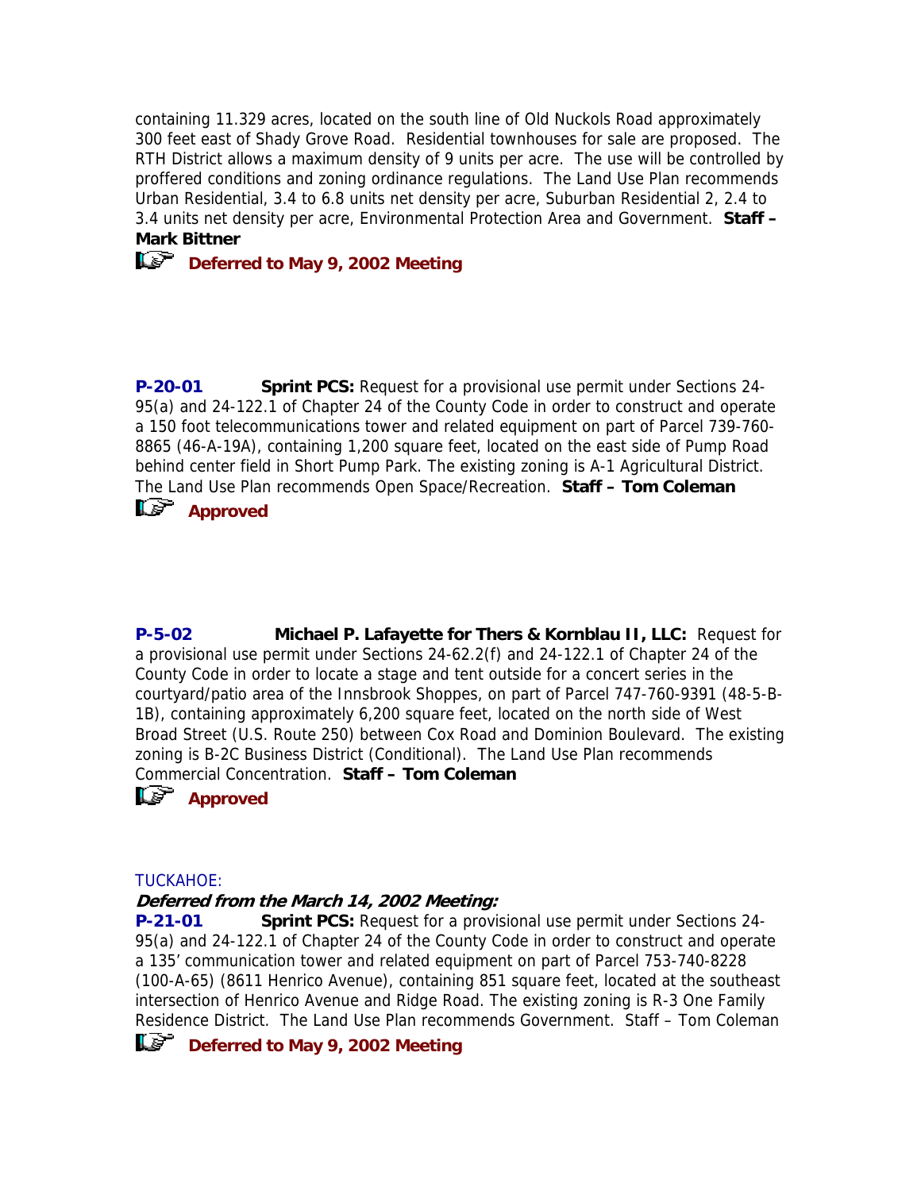containing 11.329 acres, located on the south line of Old Nuckols Road approximately 300 feet east of Shady Grove Road. Residential townhouses for sale are proposed. The RTH District allows a maximum density of 9 units per acre. The use will be controlled by proffered conditions and zoning ordinance regulations. The Land Use Plan recommends Urban Residential, 3.4 to 6.8 units net density per acre, Suburban Residential 2, 2.4 to 3.4 units net density per acre, Environmental Protection Area and Government. **Staff – Mark Bittner**

☞ **Deferred to May 9, 2002 Meeting**

**P-20-01** **Sprint PCS:** Request for a provisional use permit under Sections 24-95(a) and 24-122.1 of Chapter 24 of the County Code in order to construct and operate a 150 foot telecommunications tower and related equipment on part of Parcel 739-760-8865 (46-A-19A), containing 1,200 square feet, located on the east side of Pump Road behind center field in Short Pump Park. The existing zoning is A-1 Agricultural District. The Land Use Plan recommends Open Space/Recreation. **Staff – Tom Coleman**

☞ **Approved**

**P-5-02** **Michael P. Lafayette for Thers & Kornblau II, LLC:** Request for a provisional use permit under Sections 24-62.2(f) and 24-122.1 of Chapter 24 of the County Code in order to locate a stage and tent outside for a concert series in the courtyard/patio area of the Innsbrook Shoppes, on part of Parcel 747-760-9391 (48-5-B-1B), containing approximately 6,200 square feet, located on the north side of West Broad Street (U.S. Route 250) between Cox Road and Dominion Boulevard. The existing zoning is B-2C Business District (Conditional). The Land Use Plan recommends Commercial Concentration. **Staff – Tom Coleman**

☞ **Approved**

TUCKAHOE:

***Deferred from the March 14, 2002 Meeting:***

**P-21-01** **Sprint PCS:** Request for a provisional use permit under Sections 24-95(a) and 24-122.1 of Chapter 24 of the County Code in order to construct and operate a 135' communication tower and related equipment on part of Parcel 753-740-8228 (100-A-65) (8611 Henrico Avenue), containing 851 square feet, located at the southeast intersection of Henrico Avenue and Ridge Road. The existing zoning is R-3 One Family Residence District. The Land Use Plan recommends Government. Staff – Tom Coleman

☞ **Deferred to May 9, 2002 Meeting**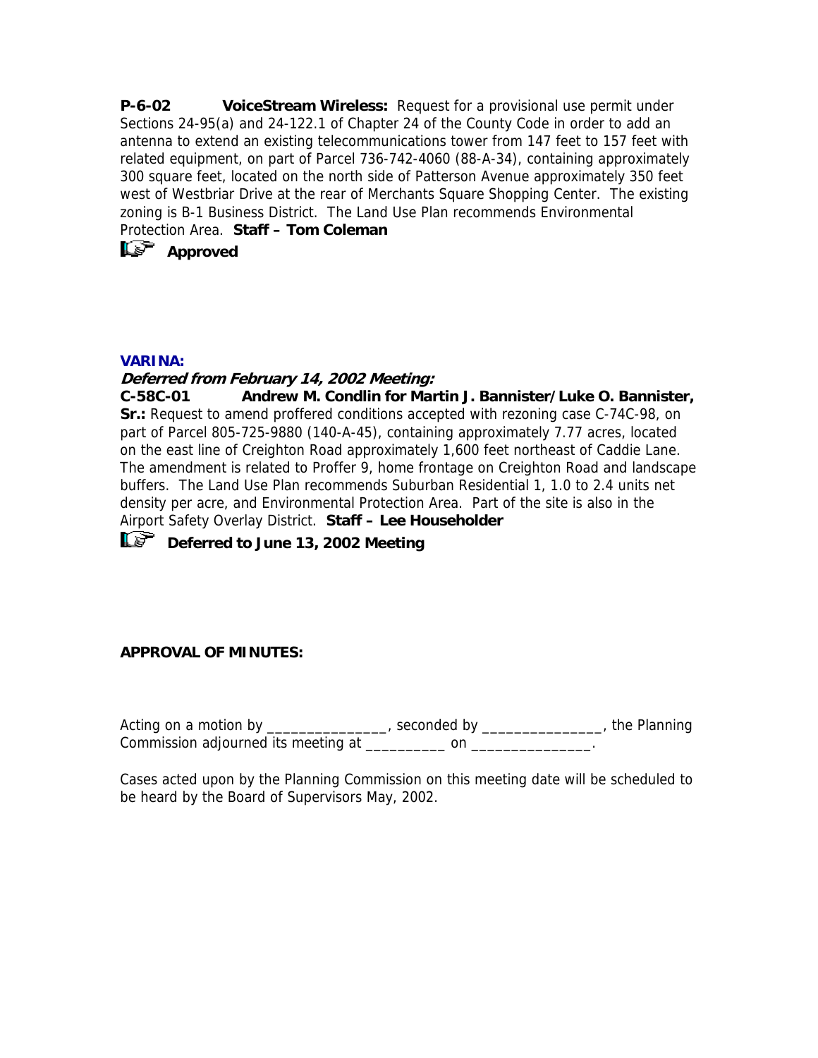**P-6-02 VoiceStream Wireless:** Request for a provisional use permit under Sections 24-95(a) and 24-122.1 of Chapter 24 of the County Code in order to add an antenna to extend an existing telecommunications tower from 147 feet to 157 feet with related equipment, on part of Parcel 736-742-4060 (88-A-34), containing approximately 300 square feet, located on the north side of Patterson Avenue approximately 350 feet west of Westbriar Drive at the rear of Merchants Square Shopping Center. The existing zoning is B-1 Business District. The Land Use Plan recommends Environmental Protection Area. **Staff – Tom Coleman**

☞ **Approved**

**VARINA:**

***Deferred from February 14, 2002 Meeting:***

**C-58C-01 Andrew M. Condlin for Martin J. Bannister/Luke O. Bannister, Sr.:** Request to amend proffered conditions accepted with rezoning case C-74C-98, on part of Parcel 805-725-9880 (140-A-45), containing approximately 7.77 acres, located on the east line of Creighton Road approximately 1,600 feet northeast of Caddie Lane. The amendment is related to Proffer 9, home frontage on Creighton Road and landscape buffers. The Land Use Plan recommends Suburban Residential 1, 1.0 to 2.4 units net density per acre, and Environmental Protection Area. Part of the site is also in the Airport Safety Overlay District. **Staff – Lee Householder**

☞ **Deferred to June 13, 2002 Meeting**

**APPROVAL OF MINUTES:**

Acting on a motion by _______________, seconded by _______________, the Planning Commission adjourned its meeting at __________ on _______________.

Cases acted upon by the Planning Commission on this meeting date will be scheduled to be heard by the Board of Supervisors May, 2002.